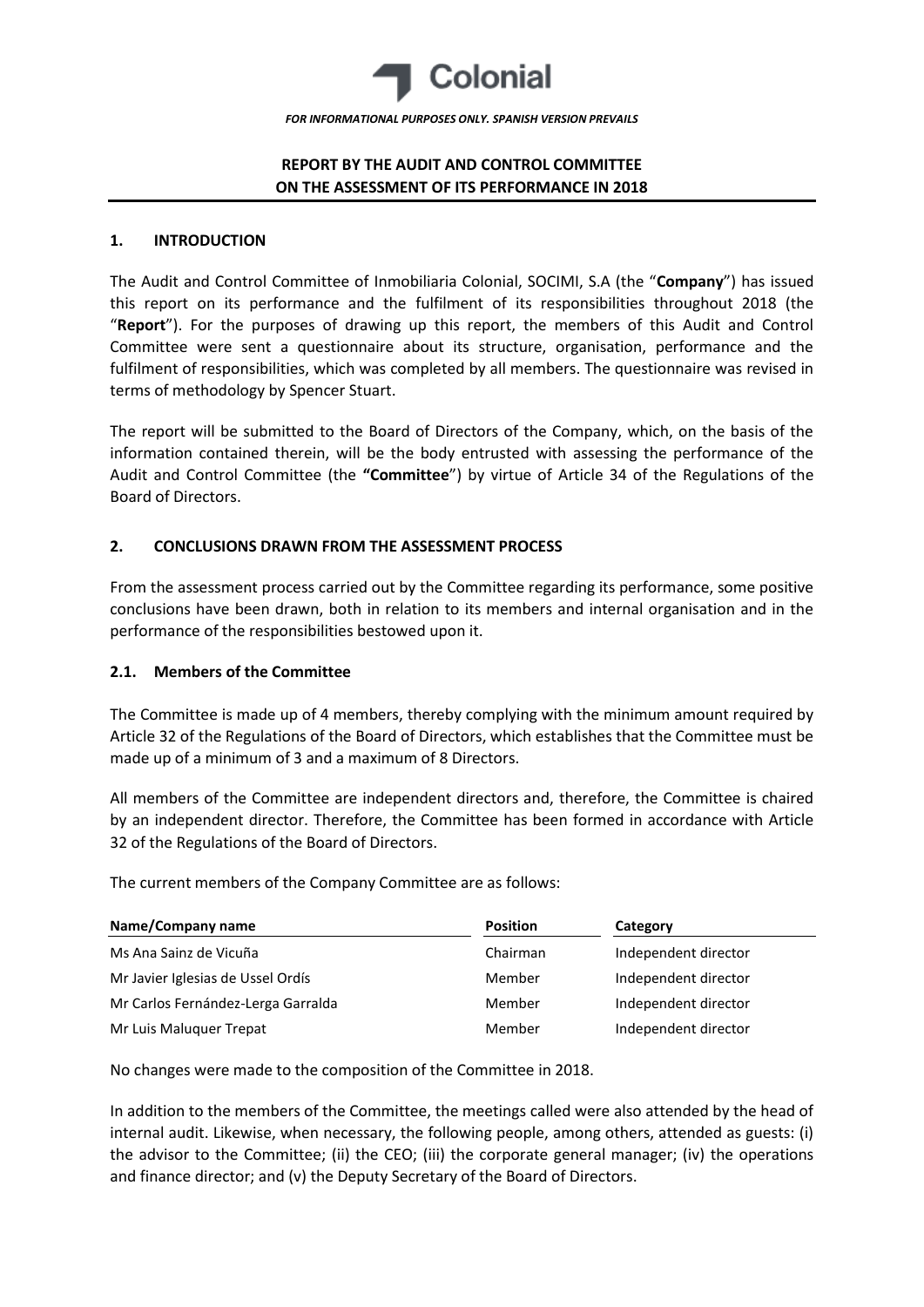Colonial

*FOR INFORMATIONAL PURPOSES ONLY. SPANISH VERSION PREVAILS*

# REPORT BY THE AUDIT AND CONTROL COMMITTEE ON THE ASSESSMENT OF ITS PERFORMANCE IN 2018

## 1. INTRODUCTION

The Audit and Control Committee of Inmobiliaria Colonial, SOCIMI, S.A (the "**Company**") has issued this report on its performance and the fulfilment of its responsibilities throughout 2018 (the "**Report**"). For the purposes of drawing up this report, the members of this Audit and Control Committee were sent a questionnaire about its structure, organisation, performance and the fulfilment of responsibilities, which was completed by all members. The questionnaire was revised in terms of methodology by Spencer Stuart.

The report will be submitted to the Board of Directors of the Company, which, on the basis of the information contained therein, will be the body entrusted with assessing the performance of the Audit and Control Committee (the **"Committee"**) by virtue of Article 34 of the Regulations of the Board of Directors.

## 2. CONCLUSIONS DRAWN FROM THE ASSESSMENT PROCESS

From the assessment process carried out by the Committee regarding its performance, some positive conclusions have been drawn, both in relation to its members and internal organisation and in the performance of the responsibilities bestowed upon it.

### 2.1. Members of the Committee

The Committee is made up of 4 members, thereby complying with the minimum amount required by Article 32 of the Regulations of the Board of Directors, which establishes that the Committee must be made up of a minimum of 3 and a maximum of 8 Directors.

All members of the Committee are independent directors and, therefore, the Committee is chaired by an independent director. Therefore, the Committee has been formed in accordance with Article 32 of the Regulations of the Board of Directors.

The current members of the Company Committee are as follows:

| Name/Company name | Position | Category |
|---|---|---|
| Ms Ana Sainz de Vicuña | Chairman | Independent director |
| Mr Javier Iglesias de Ussel Ordís | Member | Independent director |
| Mr Carlos Fernández-Lerga Garralda | Member | Independent director |
| Mr Luis Maluquer Trepat | Member | Independent director |

No changes were made to the composition of the Committee in 2018.

In addition to the members of the Committee, the meetings called were also attended by the head of internal audit. Likewise, when necessary, the following people, among others, attended as guests: (i) the advisor to the Committee; (ii) the CEO; (iii) the corporate general manager; (iv) the operations and finance director; and (v) the Deputy Secretary of the Board of Directors.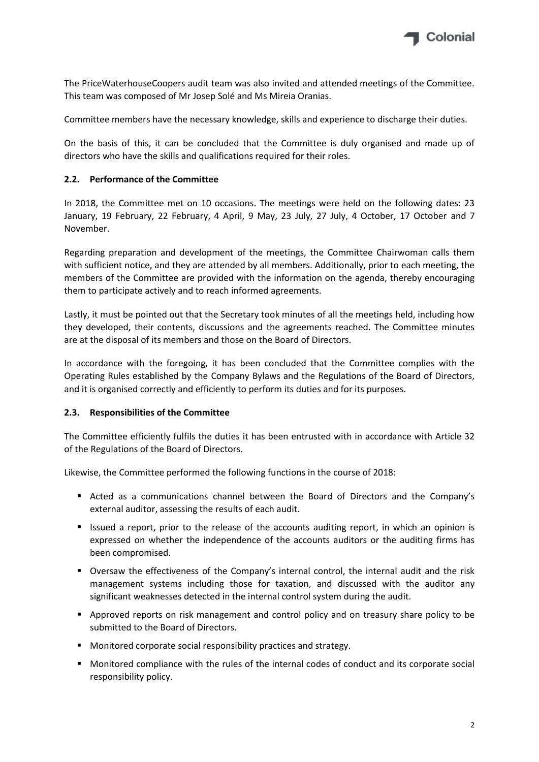The PriceWaterhouseCoopers audit team was also invited and attended meetings of the Committee. This team was composed of Mr Josep Solé and Ms Mireia Oranias.

Committee members have the necessary knowledge, skills and experience to discharge their duties.

On the basis of this, it can be concluded that the Committee is duly organised and made up of directors who have the skills and qualifications required for their roles.

### 2.2. Performance of the Committee

In 2018, the Committee met on 10 occasions. The meetings were held on the following dates: 23 January, 19 February, 22 February, 4 April, 9 May, 23 July, 27 July, 4 October, 17 October and 7 November.

Regarding preparation and development of the meetings, the Committee Chairwoman calls them with sufficient notice, and they are attended by all members. Additionally, prior to each meeting, the members of the Committee are provided with the information on the agenda, thereby encouraging them to participate actively and to reach informed agreements.

Lastly, it must be pointed out that the Secretary took minutes of all the meetings held, including how they developed, their contents, discussions and the agreements reached. The Committee minutes are at the disposal of its members and those on the Board of Directors.

In accordance with the foregoing, it has been concluded that the Committee complies with the Operating Rules established by the Company Bylaws and the Regulations of the Board of Directors, and it is organised correctly and efficiently to perform its duties and for its purposes.

### 2.3. Responsibilities of the Committee

The Committee efficiently fulfils the duties it has been entrusted with in accordance with Article 32 of the Regulations of the Board of Directors.

Likewise, the Committee performed the following functions in the course of 2018:

- Acted as a communications channel between the Board of Directors and the Company's external auditor, assessing the results of each audit.
- Issued a report, prior to the release of the accounts auditing report, in which an opinion is expressed on whether the independence of the accounts auditors or the auditing firms has been compromised.
- Oversaw the effectiveness of the Company's internal control, the internal audit and the risk management systems including those for taxation, and discussed with the auditor any significant weaknesses detected in the internal control system during the audit.
- Approved reports on risk management and control policy and on treasury share policy to be submitted to the Board of Directors.
- Monitored corporate social responsibility practices and strategy.
- Monitored compliance with the rules of the internal codes of conduct and its corporate social responsibility policy.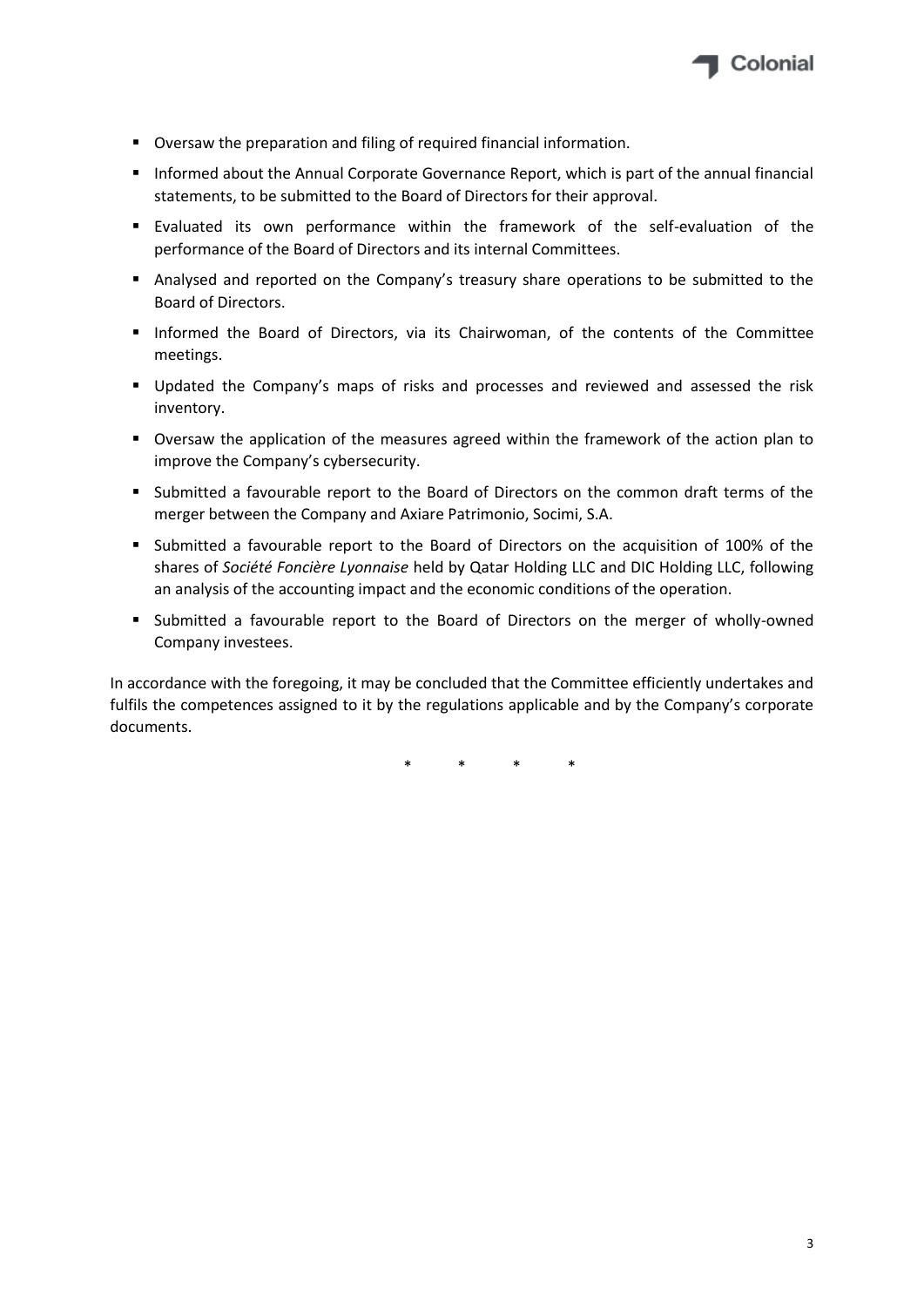- Oversaw the preparation and filing of required financial information.
- Informed about the Annual Corporate Governance Report, which is part of the annual financial statements, to be submitted to the Board of Directors for their approval.
- Evaluated its own performance within the framework of the self-evaluation of the performance of the Board of Directors and its internal Committees.
- Analysed and reported on the Company's treasury share operations to be submitted to the Board of Directors.
- Informed the Board of Directors, via its Chairwoman, of the contents of the Committee meetings.
- Updated the Company's maps of risks and processes and reviewed and assessed the risk inventory.
- Oversaw the application of the measures agreed within the framework of the action plan to improve the Company's cybersecurity.
- Submitted a favourable report to the Board of Directors on the common draft terms of the merger between the Company and Axiare Patrimonio, Socimi, S.A.
- Submitted a favourable report to the Board of Directors on the acquisition of 100% of the shares of *Société Foncière Lyonnaise* held by Qatar Holding LLC and DIC Holding LLC, following an analysis of the accounting impact and the economic conditions of the operation.
- Submitted a favourable report to the Board of Directors on the merger of wholly-owned Company investees.

In accordance with the foregoing, it may be concluded that the Committee efficiently undertakes and fulfils the competences assigned to it by the regulations applicable and by the Company's corporate documents.

\* \* \* \*